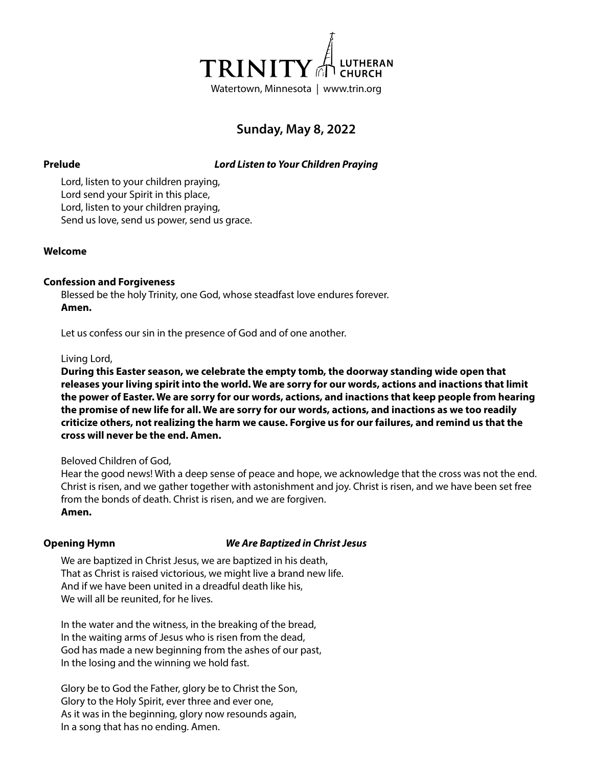# TRINITY LUTHERAN CHURCH

Watertown, Minnesota | www.trin.org

## Sunday, May 8, 2022

**Prelude** ***Lord Listen to Your Children Praying***

Lord, listen to your children praying,
Lord send your Spirit in this place,
Lord, listen to your children praying,
Send us love, send us power, send us grace.

**Welcome**

**Confession and Forgiveness**

Blessed be the holy Trinity, one God, whose steadfast love endures forever.
**Amen.**

Let us confess our sin in the presence of God and of one another.

Living Lord,
**During this Easter season, we celebrate the empty tomb, the doorway standing wide open that releases your living spirit into the world. We are sorry for our words, actions and inactions that limit the power of Easter. We are sorry for our words, actions, and inactions that keep people from hearing the promise of new life for all. We are sorry for our words, actions, and inactions as we too readily criticize others, not realizing the harm we cause. Forgive us for our failures, and remind us that the cross will never be the end. Amen.**

Beloved Children of God,
Hear the good news! With a deep sense of peace and hope, we acknowledge that the cross was not the end. Christ is risen, and we gather together with astonishment and joy. Christ is risen, and we have been set free from the bonds of death. Christ is risen, and we are forgiven.
**Amen.**

**Opening Hymn** ***We Are Baptized in Christ Jesus***

We are baptized in Christ Jesus, we are baptized in his death,
That as Christ is raised victorious, we might live a brand new life.
And if we have been united in a dreadful death like his,
We will all be reunited, for he lives.

In the water and the witness, in the breaking of the bread,
In the waiting arms of Jesus who is risen from the dead,
God has made a new beginning from the ashes of our past,
In the losing and the winning we hold fast.

Glory be to God the Father, glory be to Christ the Son,
Glory to the Holy Spirit, ever three and ever one,
As it was in the beginning, glory now resounds again,
In a song that has no ending. Amen.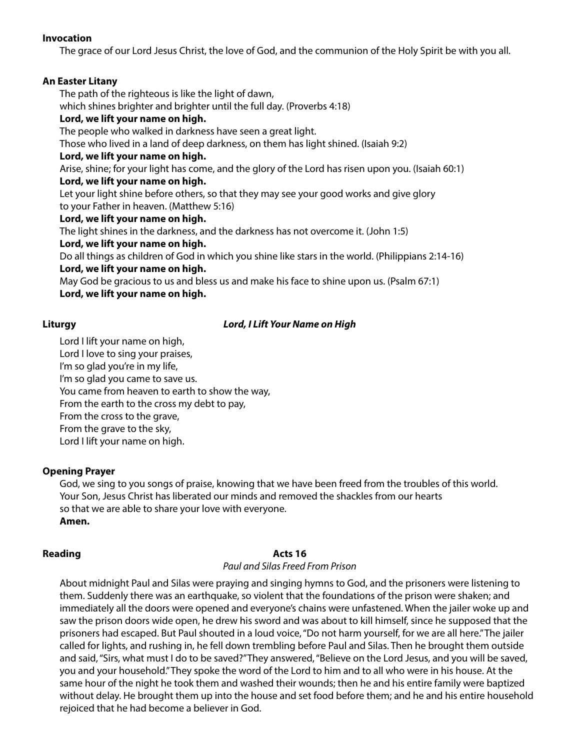**Invocation**

The grace of our Lord Jesus Christ, the love of God, and the communion of the Holy Spirit be with you all.

**An Easter Litany**

The path of the righteous is like the light of dawn,
which shines brighter and brighter until the full day. (Proverbs 4:18)
**Lord, we lift your name on high.**
The people who walked in darkness have seen a great light.
Those who lived in a land of deep darkness, on them has light shined. (Isaiah 9:2)
**Lord, we lift your name on high.**
Arise, shine; for your light has come, and the glory of the Lord has risen upon you. (Isaiah 60:1)
**Lord, we lift your name on high.**
Let your light shine before others, so that they may see your good works and give glory
to your Father in heaven. (Matthew 5:16)
**Lord, we lift your name on high.**
The light shines in the darkness, and the darkness has not overcome it. (John 1:5)
**Lord, we lift your name on high.**
Do all things as children of God in which you shine like stars in the world. (Philippians 2:14-16)
**Lord, we lift your name on high.**
May God be gracious to us and bless us and make his face to shine upon us. (Psalm 67:1)
**Lord, we lift your name on high.**

**Liturgy** ***Lord, I Lift Your Name on High***

Lord I lift your name on high,
Lord I love to sing your praises,
I'm so glad you're in my life,
I'm so glad you came to save us.
You came from heaven to earth to show the way,
From the earth to the cross my debt to pay,
From the cross to the grave,
From the grave to the sky,
Lord I lift your name on high.

**Opening Prayer**

God, we sing to you songs of praise, knowing that we have been freed from the troubles of this world.
Your Son, Jesus Christ has liberated our minds and removed the shackles from our hearts
so that we are able to share your love with everyone.
**Amen.**

**Reading** **Acts 16**

*Paul and Silas Freed From Prison*

About midnight Paul and Silas were praying and singing hymns to God, and the prisoners were listening to them. Suddenly there was an earthquake, so violent that the foundations of the prison were shaken; and immediately all the doors were opened and everyone's chains were unfastened. When the jailer woke up and saw the prison doors wide open, he drew his sword and was about to kill himself, since he supposed that the prisoners had escaped. But Paul shouted in a loud voice, "Do not harm yourself, for we are all here." The jailer called for lights, and rushing in, he fell down trembling before Paul and Silas. Then he brought them outside and said, "Sirs, what must I do to be saved?" They answered, "Believe on the Lord Jesus, and you will be saved, you and your household." They spoke the word of the Lord to him and to all who were in his house. At the same hour of the night he took them and washed their wounds; then he and his entire family were baptized without delay. He brought them up into the house and set food before them; and he and his entire household rejoiced that he had become a believer in God.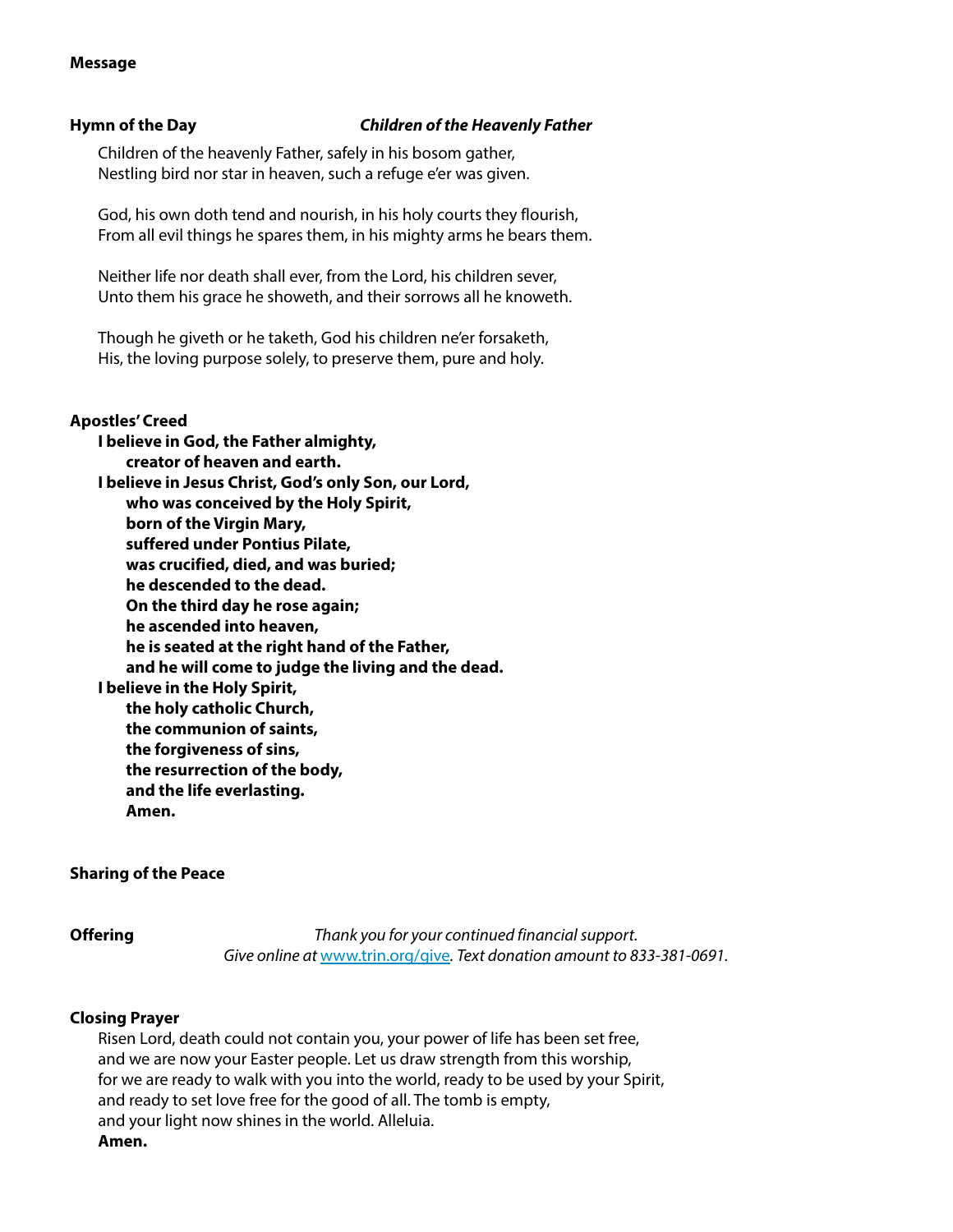**Message**

**Hymn of the Day** ***Children of the Heavenly Father***

Children of the heavenly Father, safely in his bosom gather,
Nestling bird nor star in heaven, such a refuge e'er was given.

God, his own doth tend and nourish, in his holy courts they flourish,
From all evil things he spares them, in his mighty arms he bears them.

Neither life nor death shall ever, from the Lord, his children sever,
Unto them his grace he showeth, and their sorrows all he knoweth.

Though he giveth or he taketh, God his children ne'er forsaketh,
His, the loving purpose solely, to preserve them, pure and holy.

**Apostles' Creed**

**I believe in God, the Father almighty,**
**creator of heaven and earth.**
**I believe in Jesus Christ, God's only Son, our Lord,**
**who was conceived by the Holy Spirit,**
**born of the Virgin Mary,**
**suffered under Pontius Pilate,**
**was crucified, died, and was buried;**
**he descended to the dead.**
**On the third day he rose again;**
**he ascended into heaven,**
**he is seated at the right hand of the Father,**
**and he will come to judge the living and the dead.**
**I believe in the Holy Spirit,**
**the holy catholic Church,**
**the communion of saints,**
**the forgiveness of sins,**
**the resurrection of the body,**
**and the life everlasting.**
**Amen.**

**Sharing of the Peace**

**Offering** *Thank you for your continued financial support.*
*Give online at* [www.trin.org/give](http://www.trin.org/give)*. Text donation amount to 833-381-0691.*

**Closing Prayer**

Risen Lord, death could not contain you, your power of life has been set free,
and we are now your Easter people. Let us draw strength from this worship,
for we are ready to walk with you into the world, ready to be used by your Spirit,
and ready to set love free for the good of all. The tomb is empty,
and your light now shines in the world. Alleluia.
**Amen.**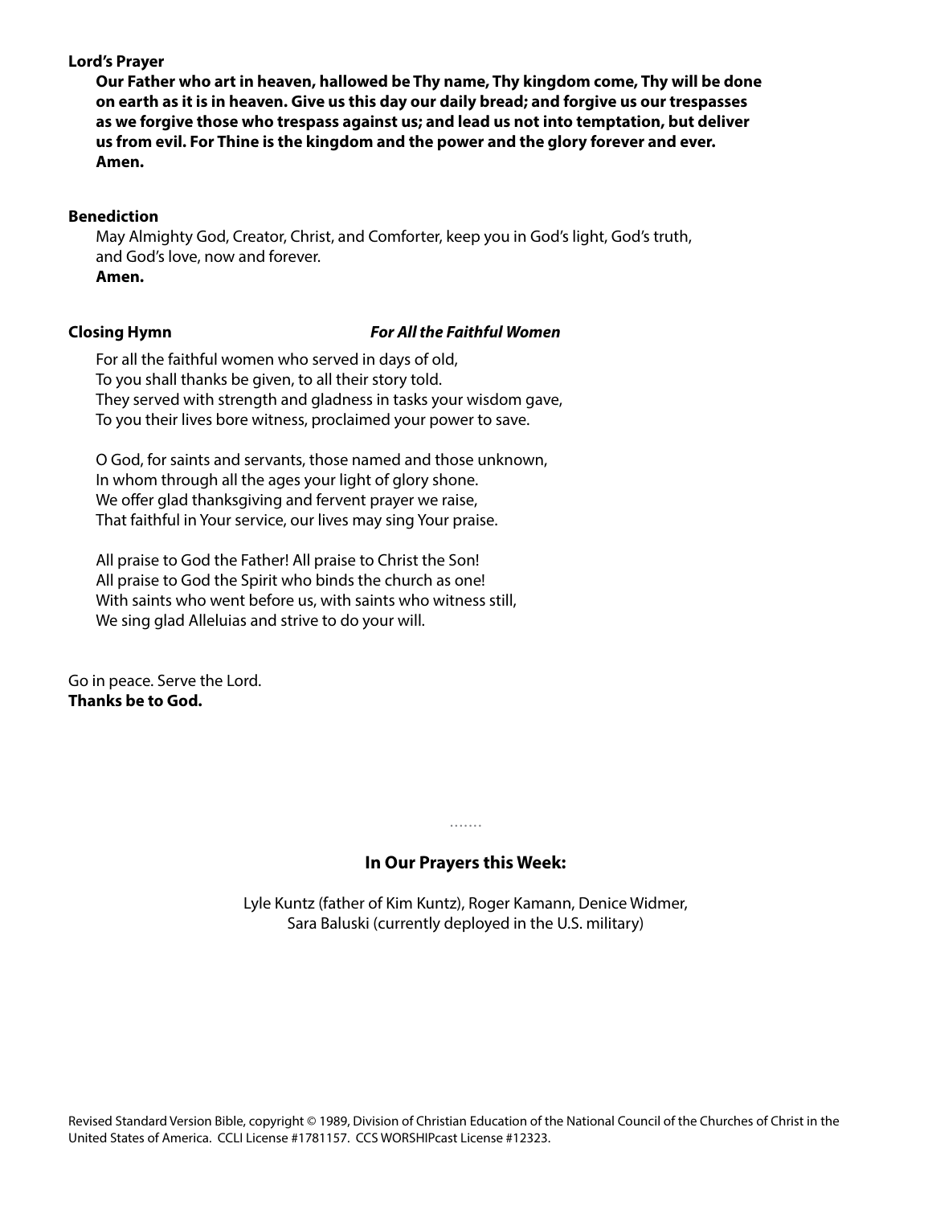**Lord's Prayer**

**Our Father who art in heaven, hallowed be Thy name, Thy kingdom come, Thy will be done on earth as it is in heaven. Give us this day our daily bread; and forgive us our trespasses as we forgive those who trespass against us; and lead us not into temptation, but deliver us from evil. For Thine is the kingdom and the power and the glory forever and ever. Amen.**

**Benediction**

May Almighty God, Creator, Christ, and Comforter, keep you in God's light, God's truth, and God's love, now and forever.
**Amen.**

**Closing Hymn** ***For All the Faithful Women***

For all the faithful women who served in days of old,
To you shall thanks be given, to all their story told.
They served with strength and gladness in tasks your wisdom gave,
To you their lives bore witness, proclaimed your power to save.

O God, for saints and servants, those named and those unknown,
In whom through all the ages your light of glory shone.
We offer glad thanksgiving and fervent prayer we raise,
That faithful in Your service, our lives may sing Your praise.

All praise to God the Father! All praise to Christ the Son!
All praise to God the Spirit who binds the church as one!
With saints who went before us, with saints who witness still,
We sing glad Alleluias and strive to do your will.

Go in peace. Serve the Lord.
**Thanks be to God.**

.......

**In Our Prayers this Week:**

Lyle Kuntz (father of Kim Kuntz), Roger Kamann, Denice Widmer,
Sara Baluski (currently deployed in the U.S. military)

Revised Standard Version Bible, copyright © 1989, Division of Christian Education of the National Council of the Churches of Christ in the United States of America. CCLI License #1781157. CCS WORSHIPcast License #12323.